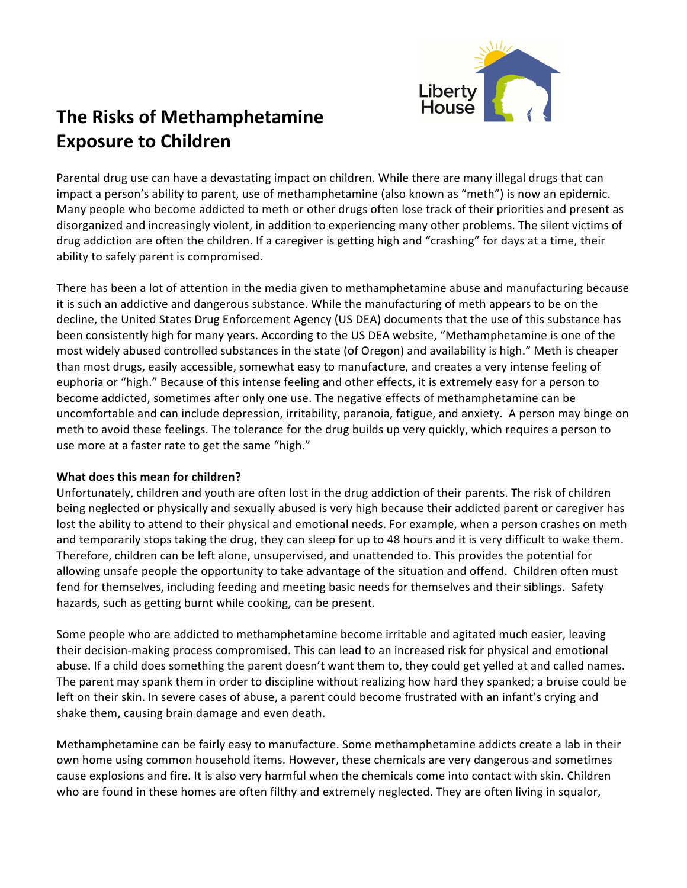# The Risks of Methamphetamine Exposure to Children

Parental drug use can have a devastating impact on children. While there are many illegal drugs that can impact a person's ability to parent, use of methamphetamine (also known as "meth") is now an epidemic. Many people who become addicted to meth or other drugs often lose track of their priorities and present as disorganized and increasingly violent, in addition to experiencing many other problems. The silent victims of drug addiction are often the children. If a caregiver is getting high and "crashing" for days at a time, their ability to safely parent is compromised.

There has been a lot of attention in the media given to methamphetamine abuse and manufacturing because it is such an addictive and dangerous substance. While the manufacturing of meth appears to be on the decline, the United States Drug Enforcement Agency (US DEA) documents that the use of this substance has been consistently high for many years. According to the US DEA website, "Methamphetamine is one of the most widely abused controlled substances in the state (of Oregon) and availability is high." Meth is cheaper than most drugs, easily accessible, somewhat easy to manufacture, and creates a very intense feeling of euphoria or "high." Because of this intense feeling and other effects, it is extremely easy for a person to become addicted, sometimes after only one use. The negative effects of methamphetamine can be uncomfortable and can include depression, irritability, paranoia, fatigue, and anxiety. A person may binge on meth to avoid these feelings. The tolerance for the drug builds up very quickly, which requires a person to use more at a faster rate to get the same "high."

**What does this mean for children?**

Unfortunately, children and youth are often lost in the drug addiction of their parents. The risk of children being neglected or physically and sexually abused is very high because their addicted parent or caregiver has lost the ability to attend to their physical and emotional needs. For example, when a person crashes on meth and temporarily stops taking the drug, they can sleep for up to 48 hours and it is very difficult to wake them. Therefore, children can be left alone, unsupervised, and unattended to. This provides the potential for allowing unsafe people the opportunity to take advantage of the situation and offend. Children often must fend for themselves, including feeding and meeting basic needs for themselves and their siblings. Safety hazards, such as getting burnt while cooking, can be present.

Some people who are addicted to methamphetamine become irritable and agitated much easier, leaving their decision-making process compromised. This can lead to an increased risk for physical and emotional abuse. If a child does something the parent doesn't want them to, they could get yelled at and called names. The parent may spank them in order to discipline without realizing how hard they spanked; a bruise could be left on their skin. In severe cases of abuse, a parent could become frustrated with an infant's crying and shake them, causing brain damage and even death.

Methamphetamine can be fairly easy to manufacture. Some methamphetamine addicts create a lab in their own home using common household items. However, these chemicals are very dangerous and sometimes cause explosions and fire. It is also very harmful when the chemicals come into contact with skin. Children who are found in these homes are often filthy and extremely neglected. They are often living in squalor,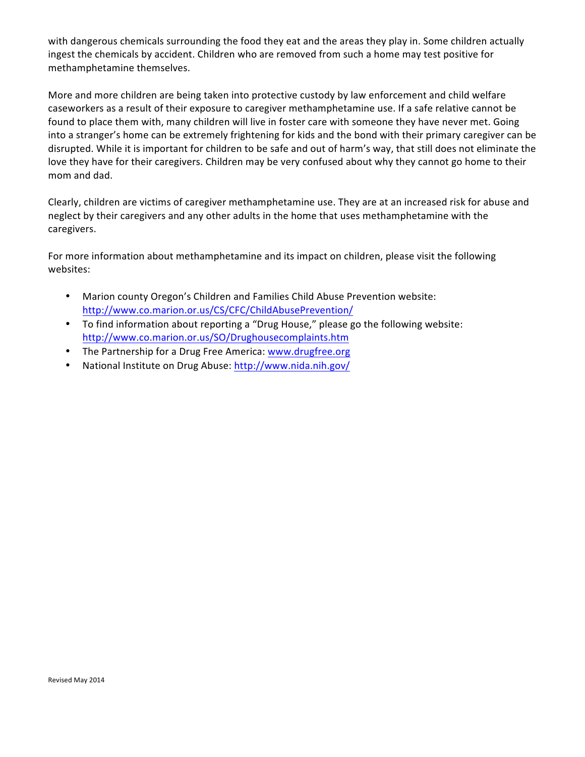with dangerous chemicals surrounding the food they eat and the areas they play in. Some children actually ingest the chemicals by accident. Children who are removed from such a home may test positive for methamphetamine themselves.

More and more children are being taken into protective custody by law enforcement and child welfare caseworkers as a result of their exposure to caregiver methamphetamine use. If a safe relative cannot be found to place them with, many children will live in foster care with someone they have never met. Going into a stranger's home can be extremely frightening for kids and the bond with their primary caregiver can be disrupted. While it is important for children to be safe and out of harm's way, that still does not eliminate the love they have for their caregivers. Children may be very confused about why they cannot go home to their mom and dad.

Clearly, children are victims of caregiver methamphetamine use. They are at an increased risk for abuse and neglect by their caregivers and any other adults in the home that uses methamphetamine with the caregivers.

For more information about methamphetamine and its impact on children, please visit the following websites:

- Marion county Oregon's Children and Families Child Abuse Prevention website: http://www.co.marion.or.us/CS/CFC/ChildAbusePrevention/
- To find information about reporting a "Drug House," please go the following website: http://www.co.marion.or.us/SO/Drughousecomplaints.htm
- The Partnership for a Drug Free America: www.drugfree.org
- National Institute on Drug Abuse: http://www.nida.nih.gov/

Revised May 2014